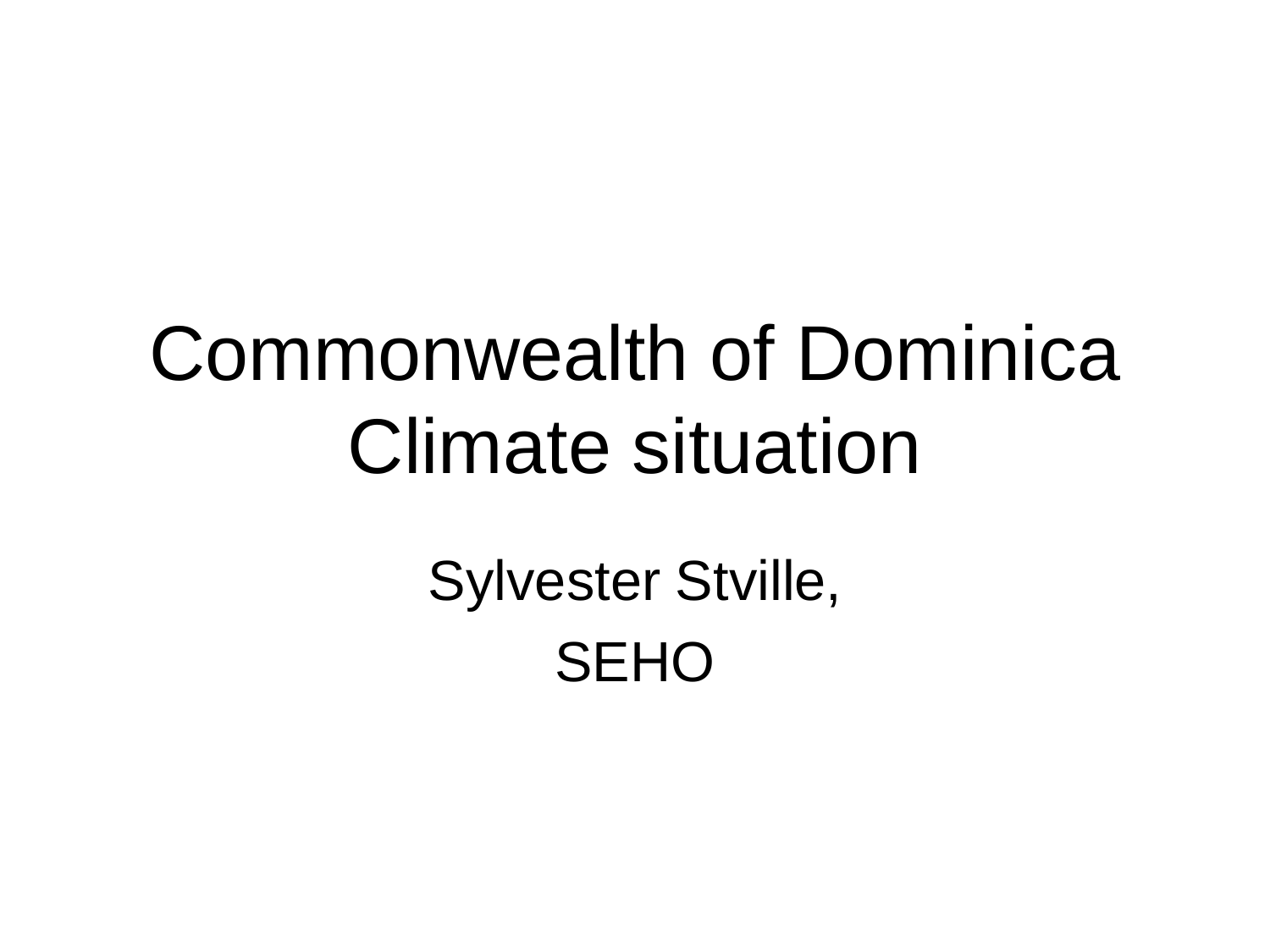# Commonwealth of Dominica Climate situation

Sylvester Stville,

SEHO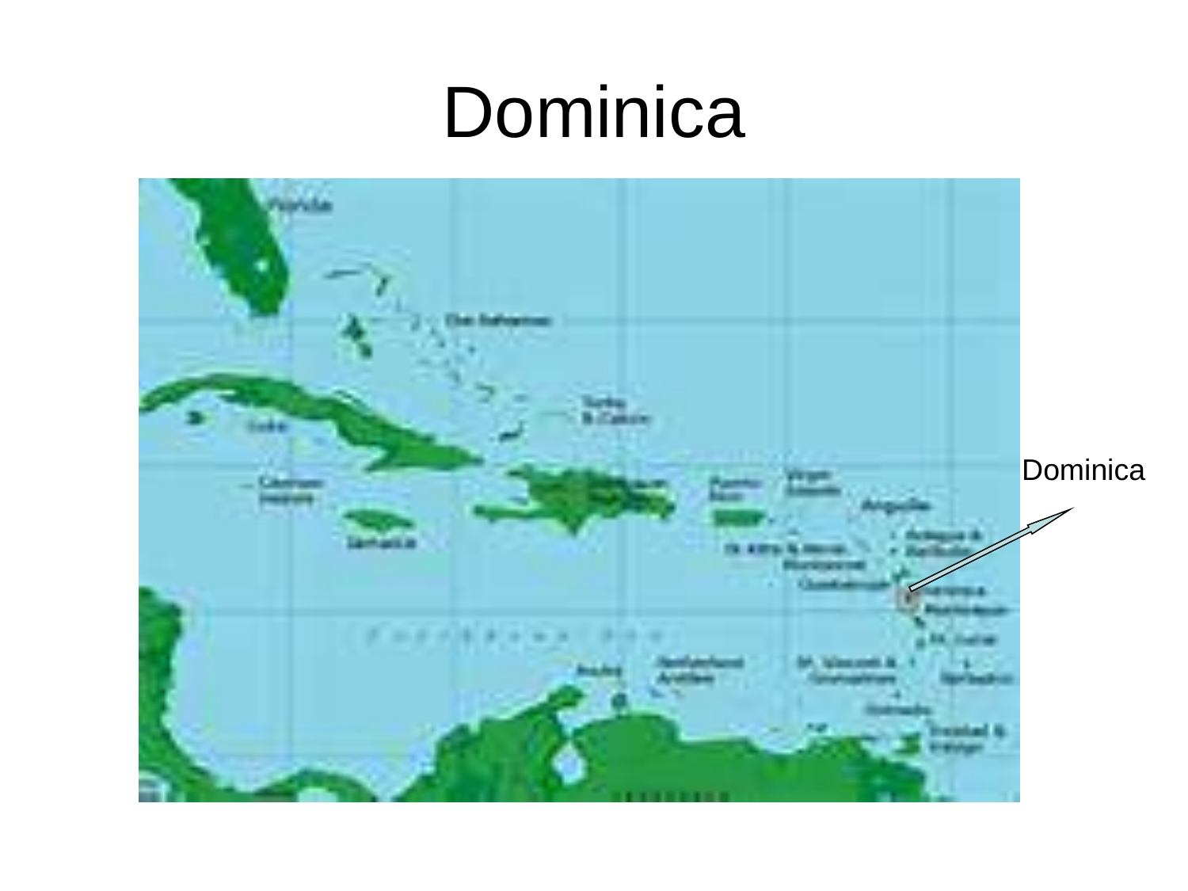# Dominica

Dominica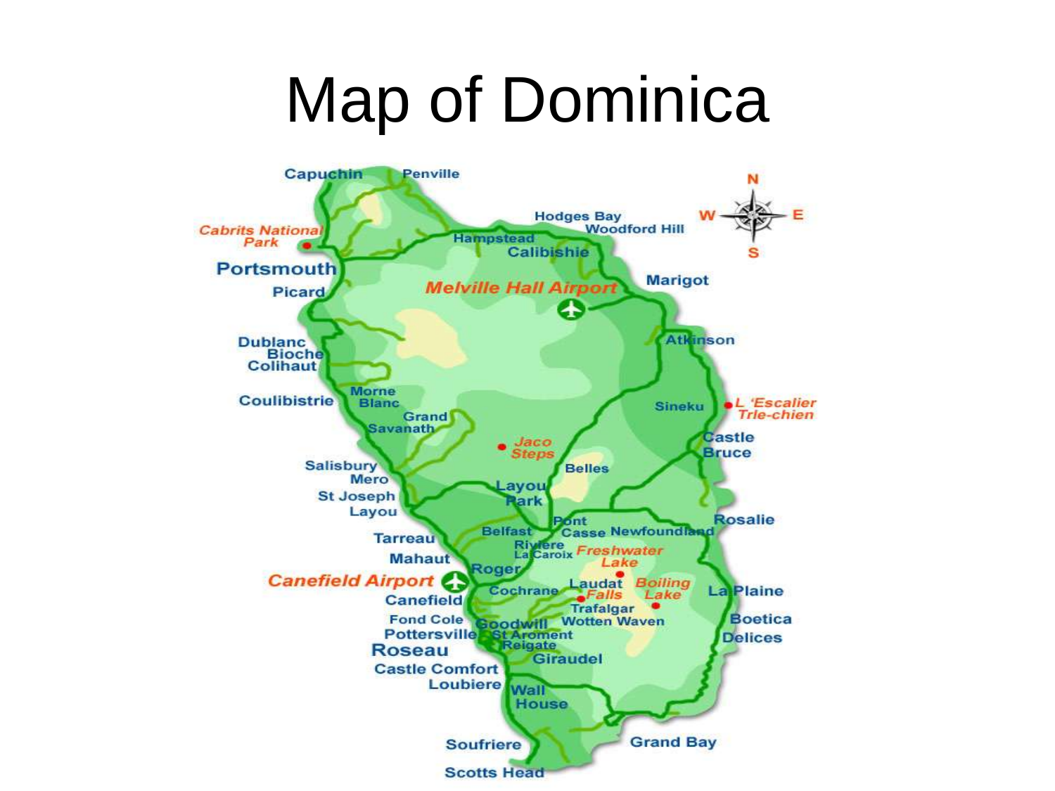# Map of Dominica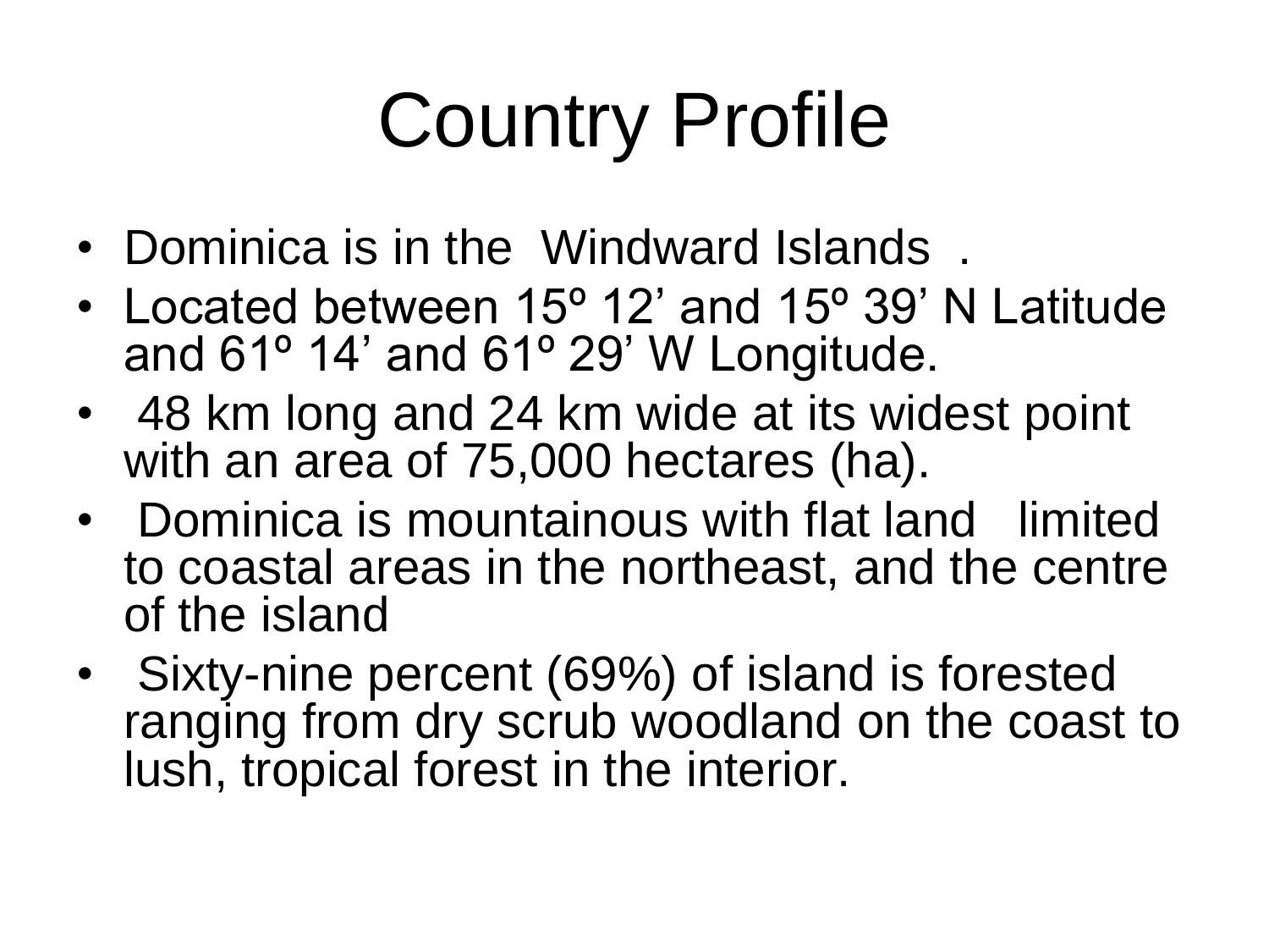# Country Profile

- Dominica is in the Windward Islands .
- Located between 15º 12' and 15º 39' N Latitude and 61º 14' and 61º 29' W Longitude.
- 48 km long and 24 km wide at its widest point with an area of 75,000 hectares (ha).
- Dominica is mountainous with flat land limited to coastal areas in the northeast, and the centre of the island
- Sixty-nine percent (69%) of island is forested ranging from dry scrub woodland on the coast to lush, tropical forest in the interior.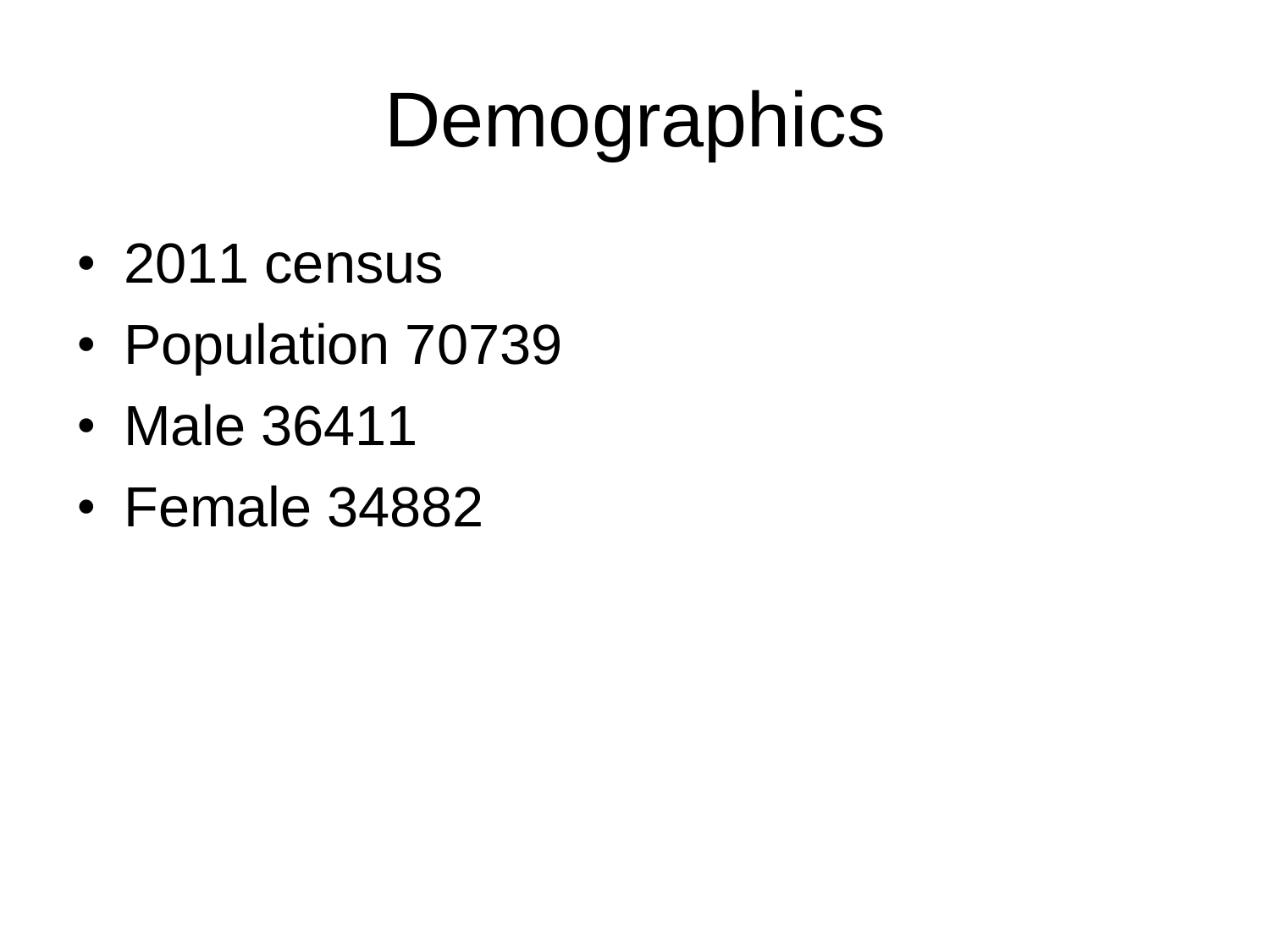# Demographics

- 2011 census
- Population 70739
- Male 36411
- Female 34882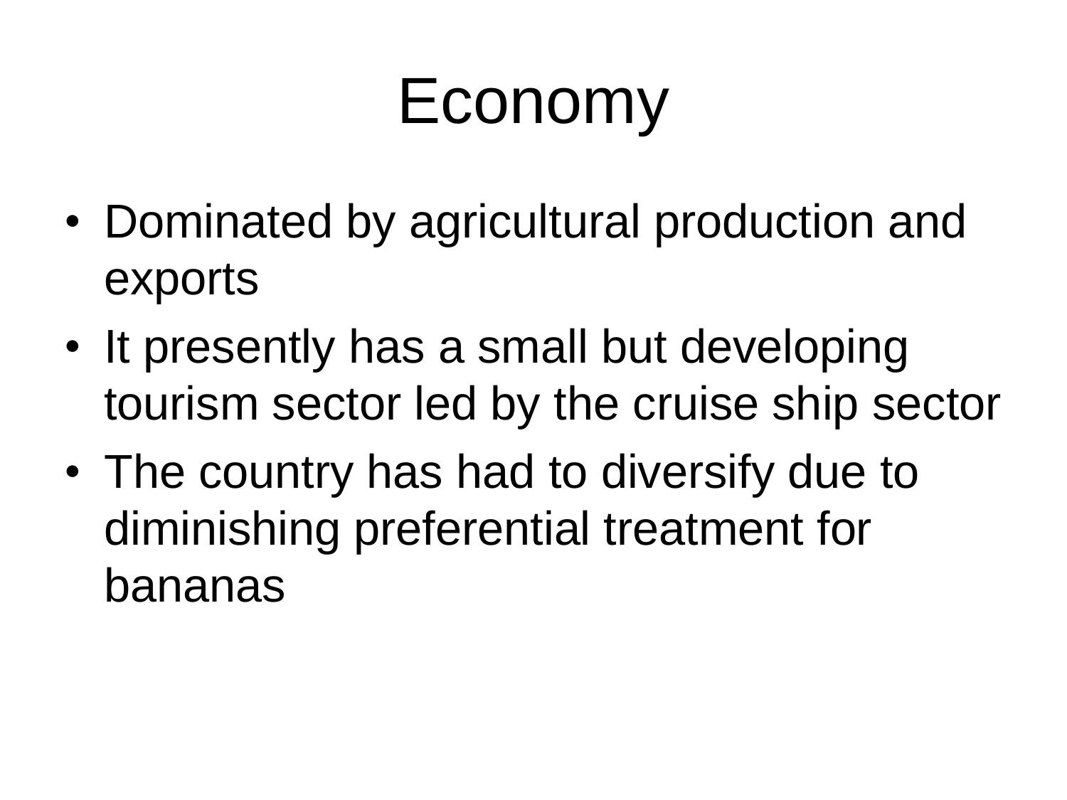# Economy

- Dominated by agricultural production and exports
- It presently has a small but developing tourism sector led by the cruise ship sector
- The country has had to diversify due to diminishing preferential treatment for bananas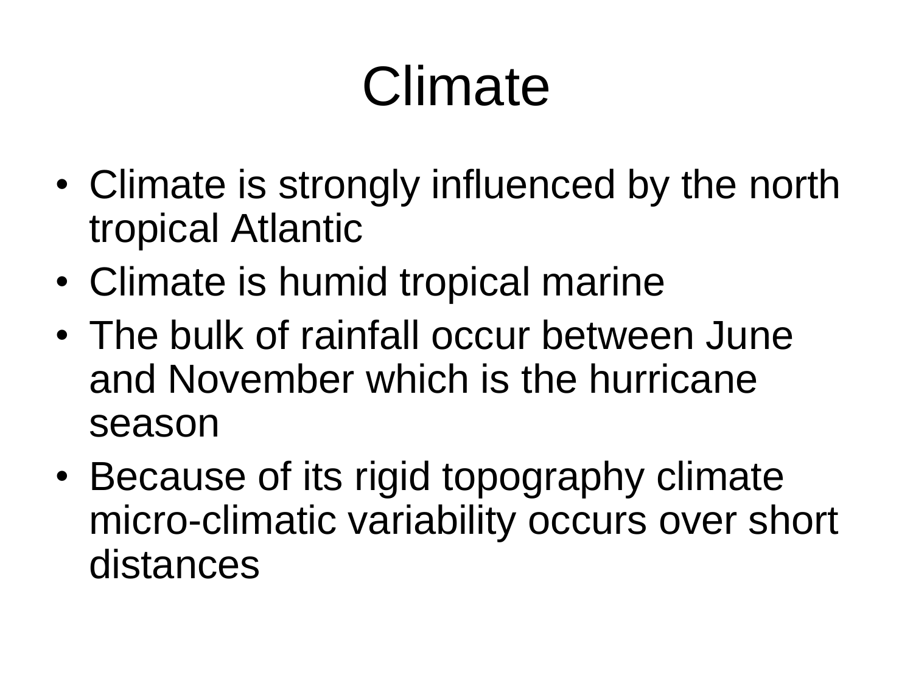# Climate

- Climate is strongly influenced by the north tropical Atlantic
- Climate is humid tropical marine
- The bulk of rainfall occur between June and November which is the hurricane season
- Because of its rigid topography climate micro-climatic variability occurs over short distances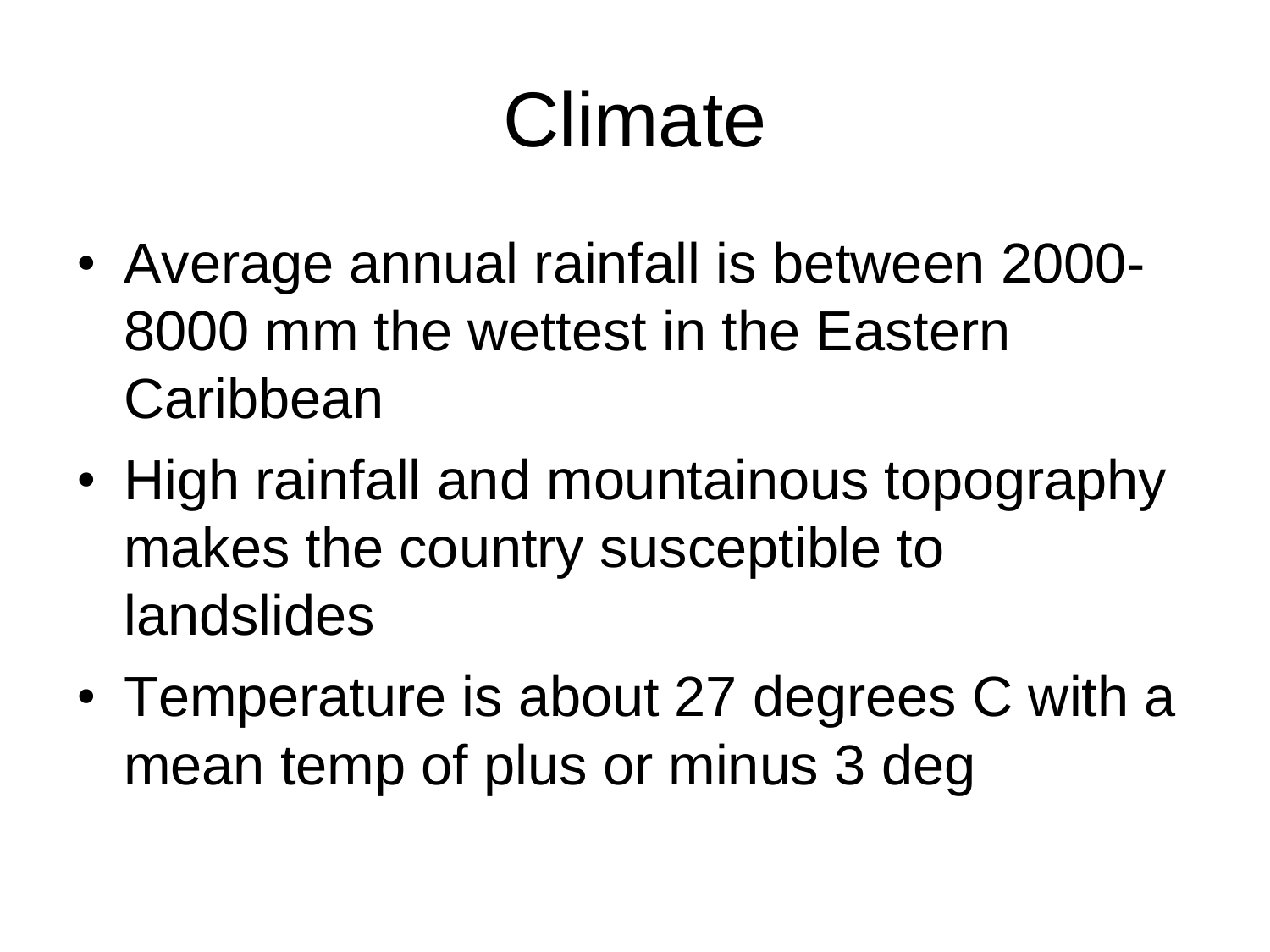# Climate

- Average annual rainfall is between 2000-8000 mm the wettest in the Eastern Caribbean
- High rainfall and mountainous topography makes the country susceptible to landslides
- Temperature is about 27 degrees C with a mean temp of plus or minus 3 deg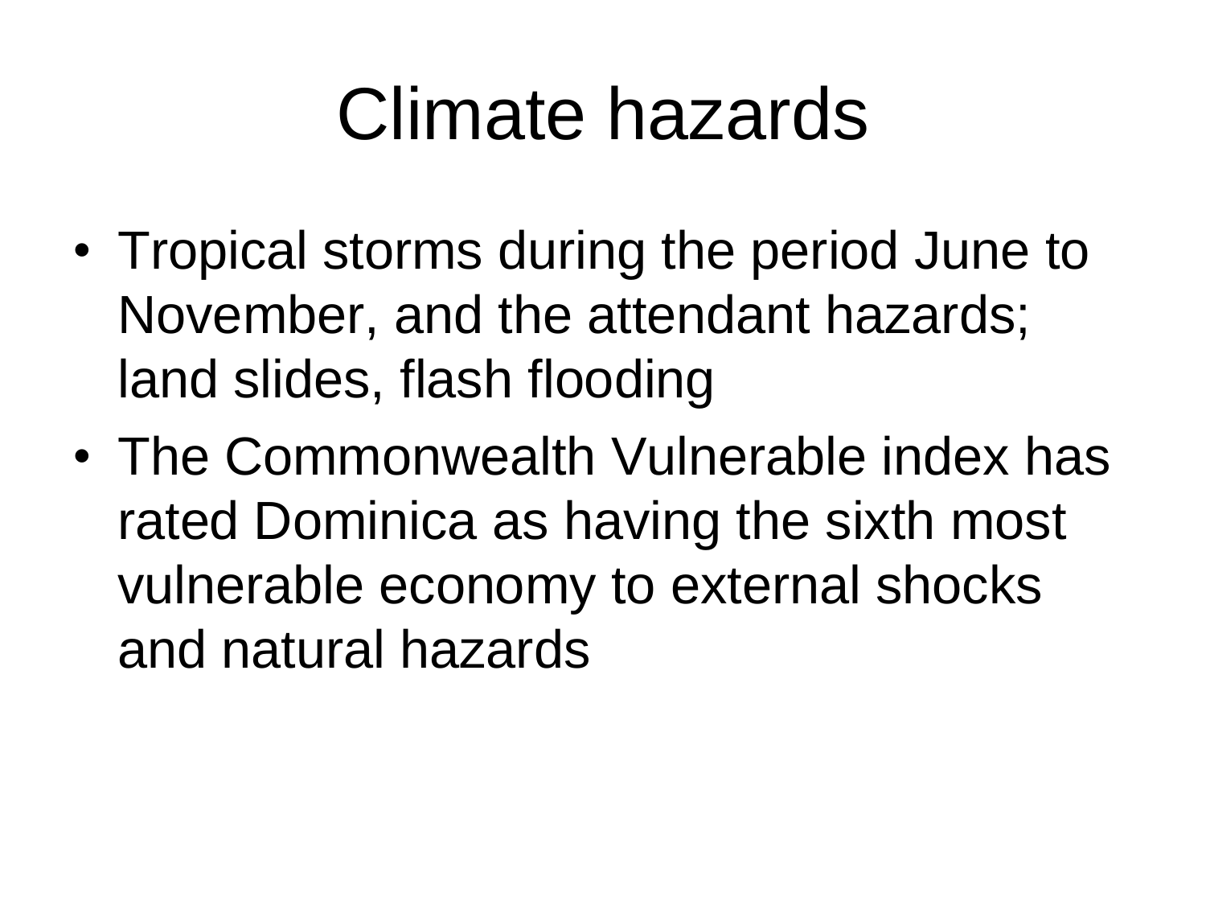# Climate hazards

- Tropical storms during the period June to November, and the attendant hazards; land slides, flash flooding
- The Commonwealth Vulnerable index has rated Dominica as having the sixth most vulnerable economy to external shocks and natural hazards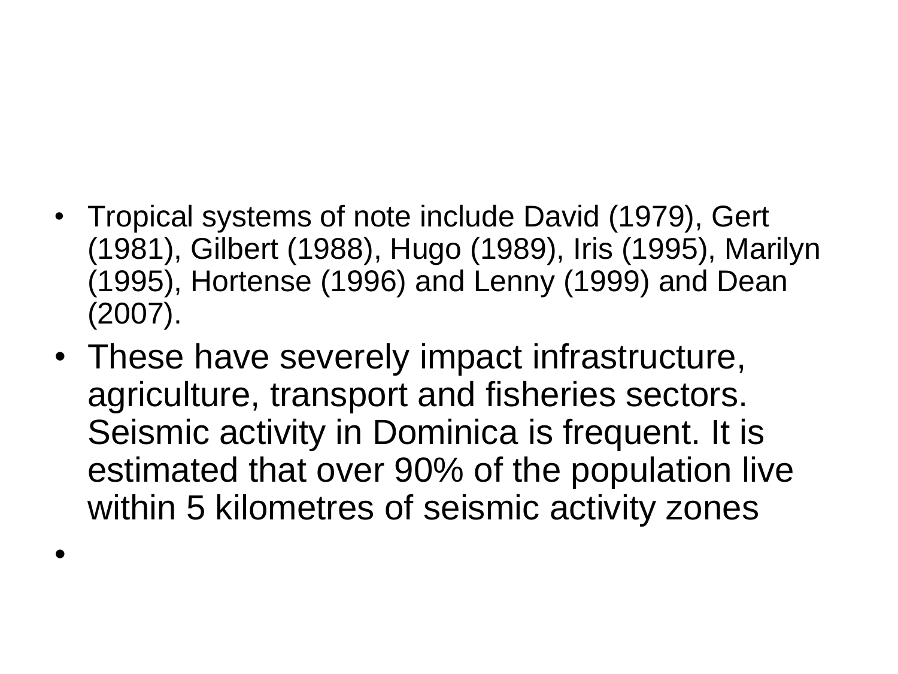- Tropical systems of note include David (1979), Gert (1981), Gilbert (1988), Hugo (1989), Iris (1995), Marilyn (1995), Hortense (1996) and Lenny (1999) and Dean (2007).
- These have severely impact infrastructure, agriculture, transport and fisheries sectors. Seismic activity in Dominica is frequent. It is estimated that over 90% of the population live within 5 kilometres of seismic activity zones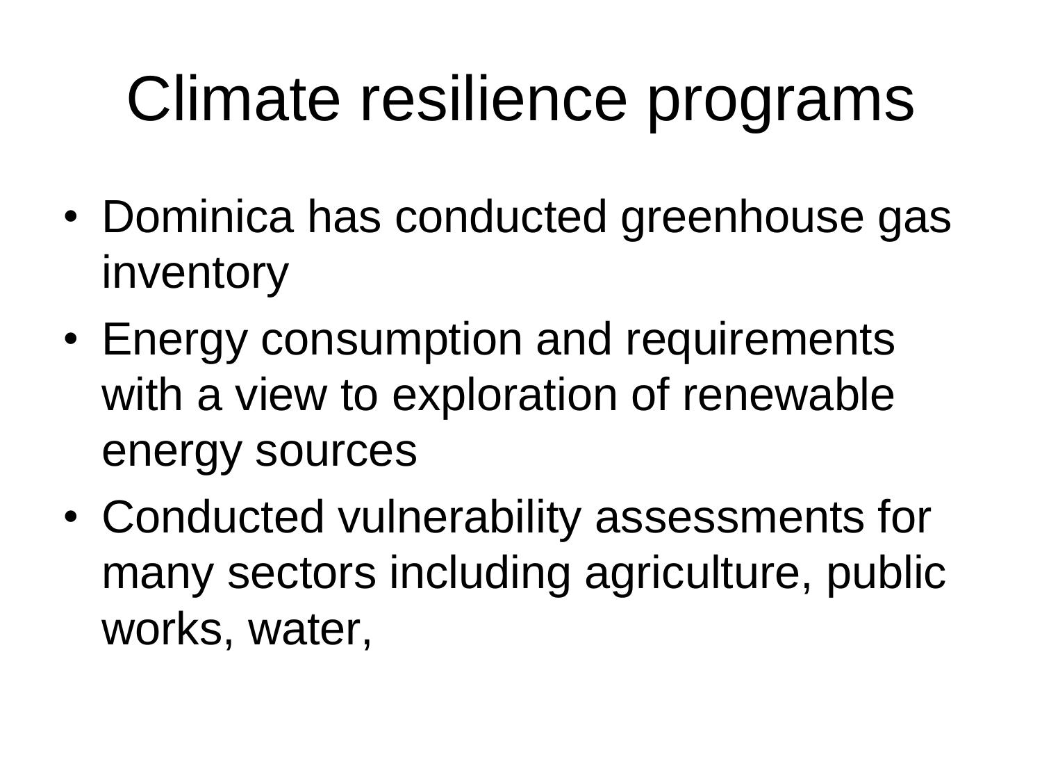# Climate resilience programs

- Dominica has conducted greenhouse gas inventory
- Energy consumption and requirements with a view to exploration of renewable energy sources
- Conducted vulnerability assessments for many sectors including agriculture, public works, water,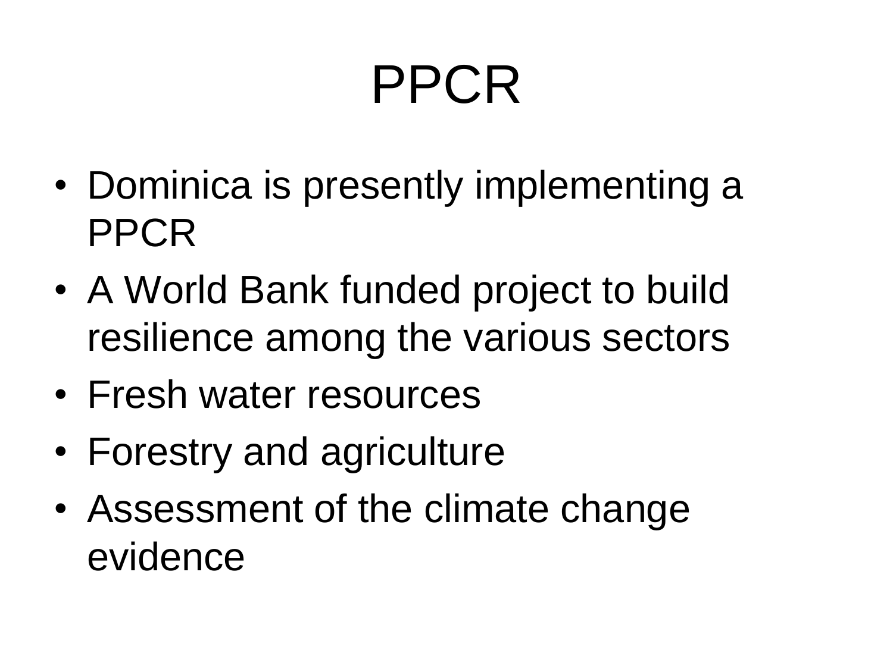# PPCR

- Dominica is presently implementing a PPCR
- A World Bank funded project to build resilience among the various sectors
- Fresh water resources
- Forestry and agriculture
- Assessment of the climate change evidence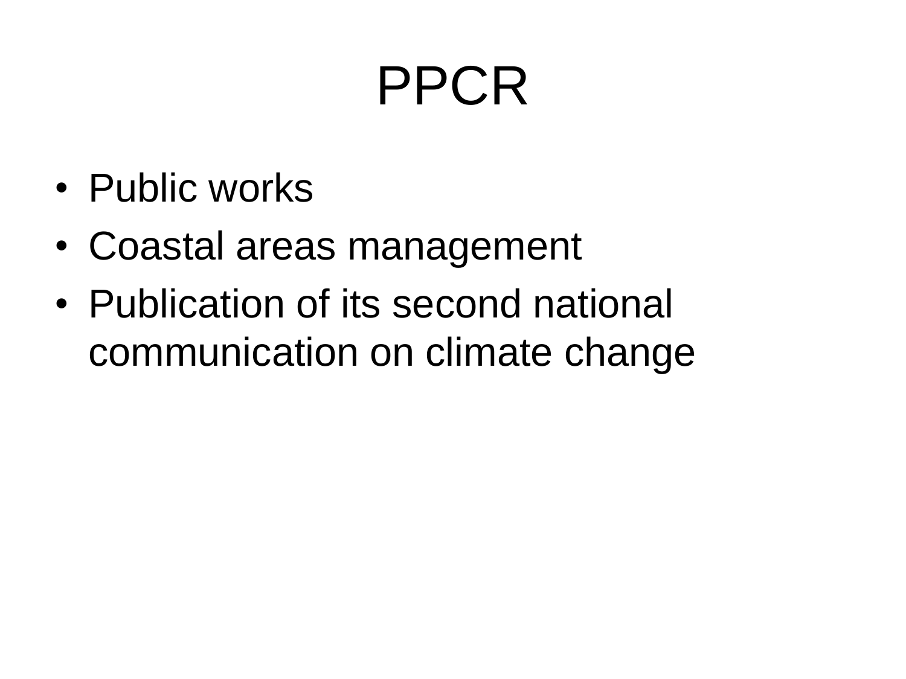# PPCR

- Public works
- Coastal areas management
- Publication of its second national communication on climate change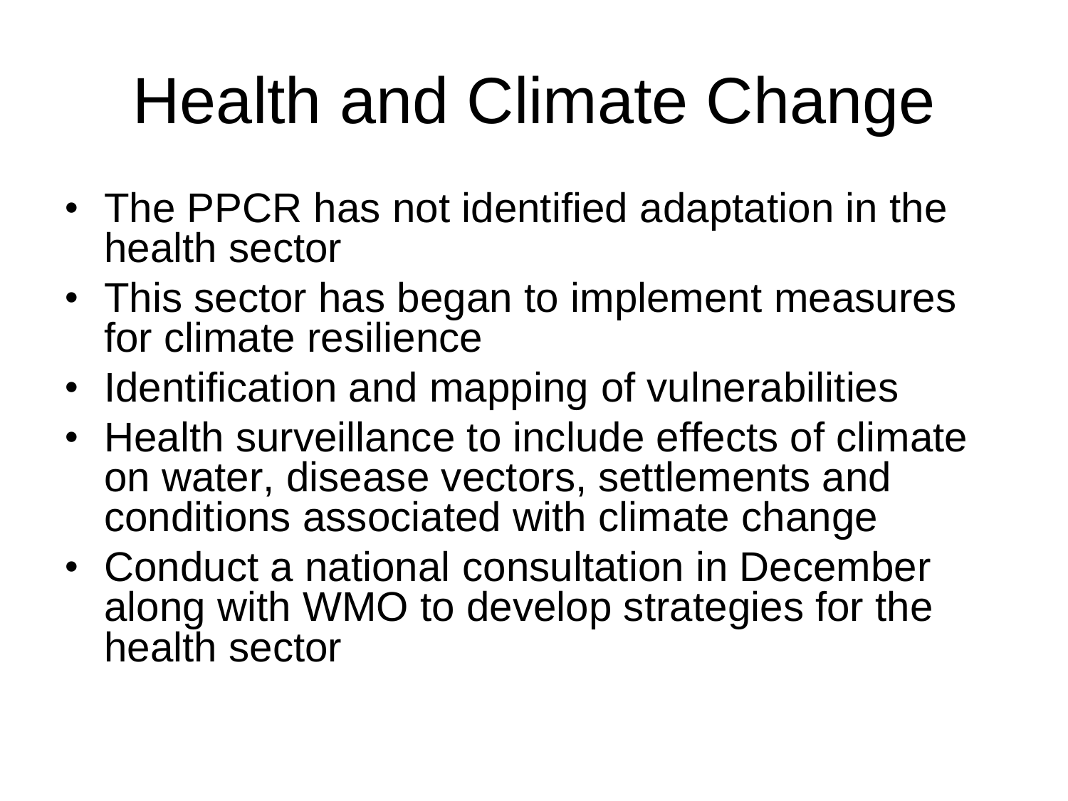# Health and Climate Change

- The PPCR has not identified adaptation in the health sector
- This sector has began to implement measures for climate resilience
- Identification and mapping of vulnerabilities
- Health surveillance to include effects of climate on water, disease vectors, settlements and conditions associated with climate change
- Conduct a national consultation in December along with WMO to develop strategies for the health sector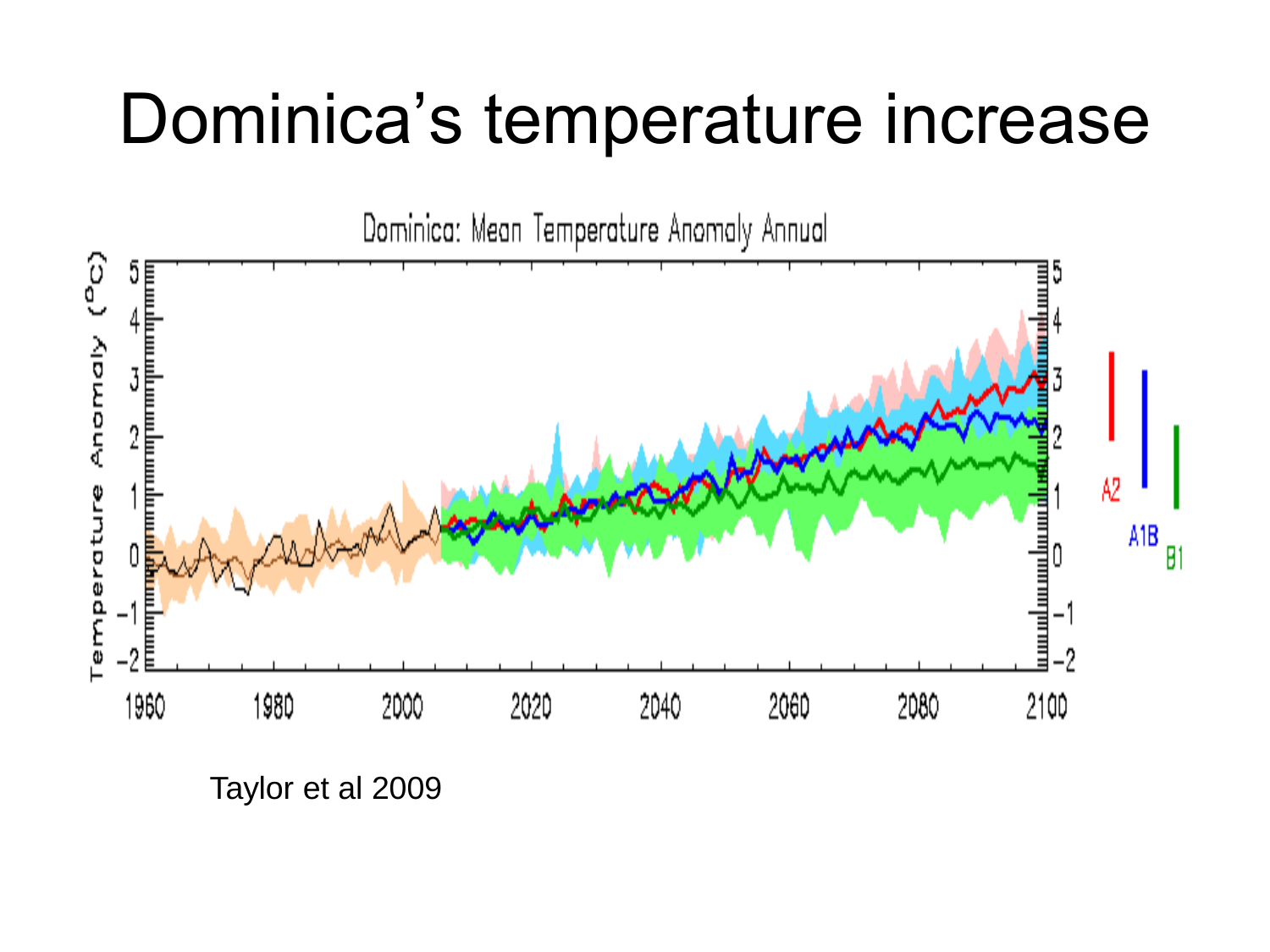# Dominica's temperature increase

Taylor et al 2009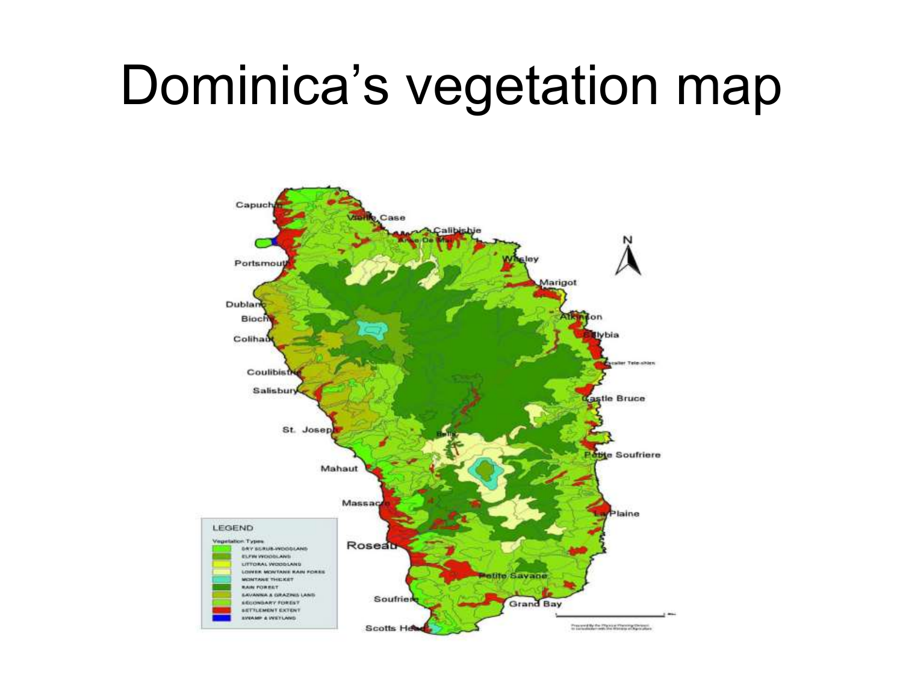# Dominica's vegetation map

LEGEND

Vegetation Types

- DRY SCRUB-WOODLAND
- ELFIN WOODLAND
- LITTORAL WOODLAND
- LOWER MONTANE RAIN FOREST
- MONTANE THICKET
- RAIN FOREST
- SAVANNA & GRAZING LAND
- SECONDARY FOREST
- SETTLEMENT EXTENT
- SWAMP & WETLAND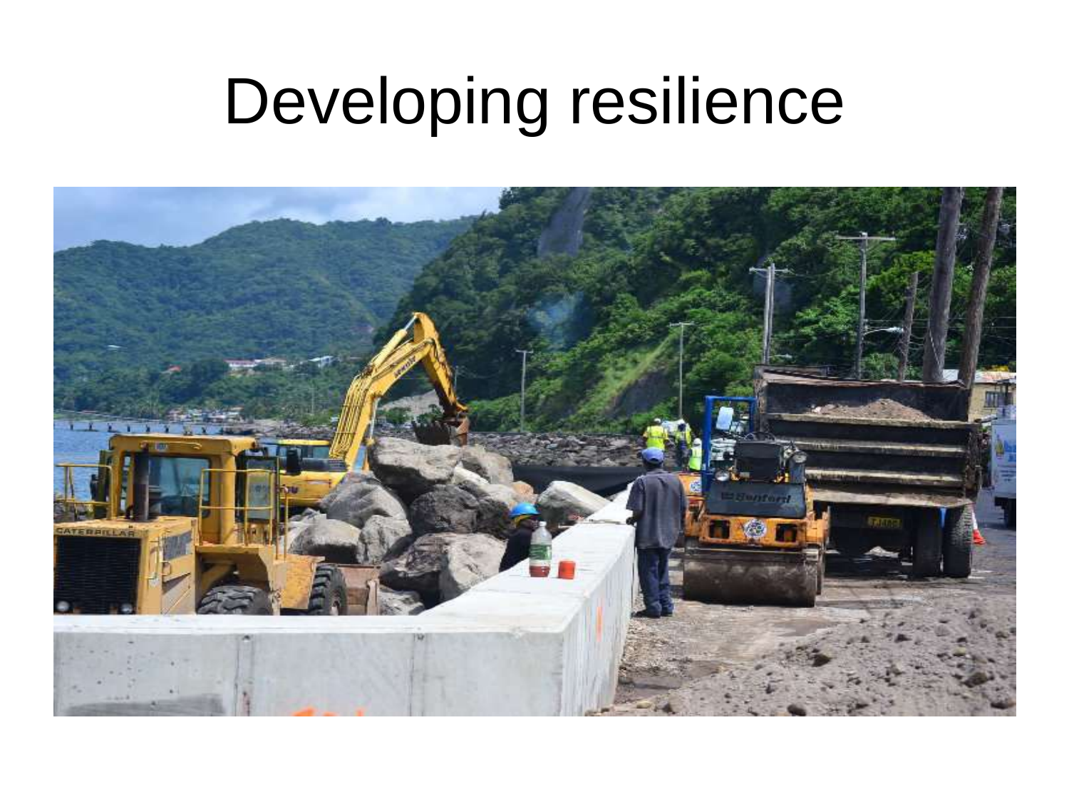# Developing resilience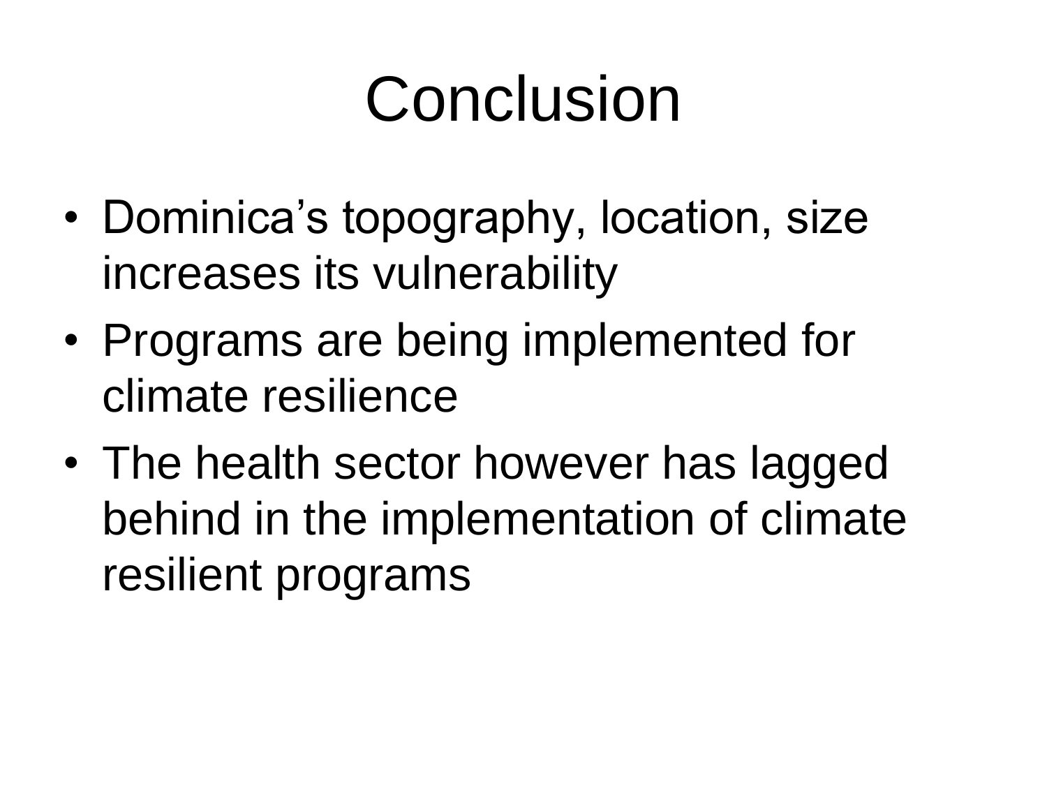# Conclusion

- Dominica's topography, location, size increases its vulnerability
- Programs are being implemented for climate resilience
- The health sector however has lagged behind in the implementation of climate resilient programs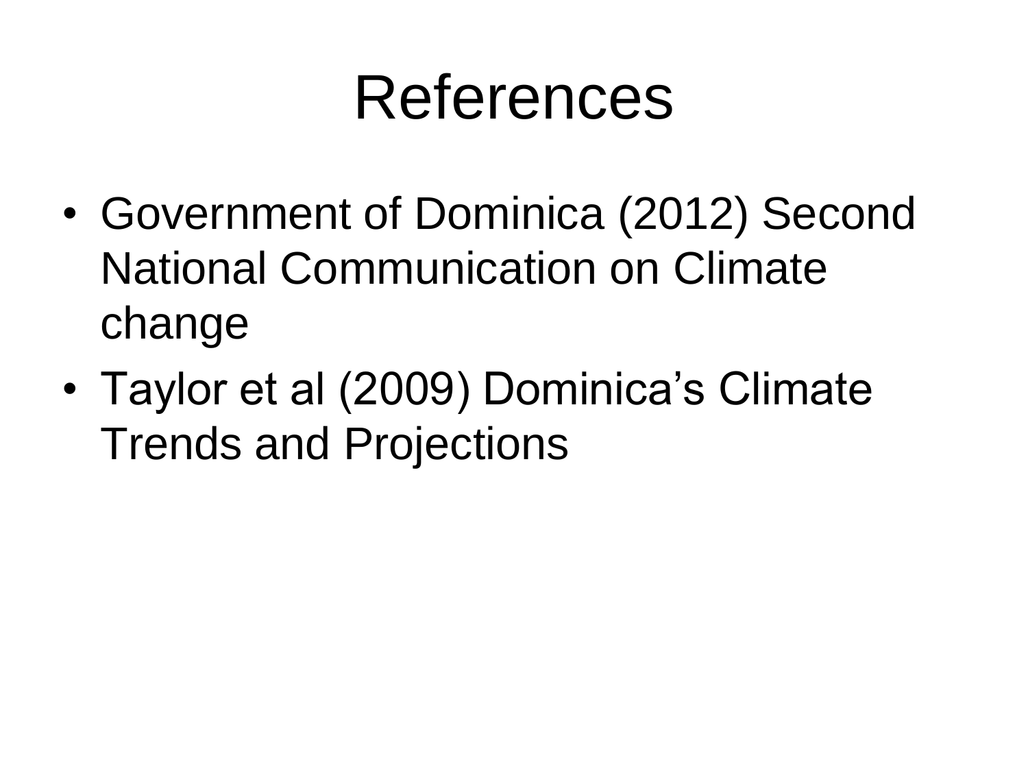# References

- Government of Dominica (2012) Second National Communication on Climate change
- Taylor et al (2009) Dominica's Climate Trends and Projections